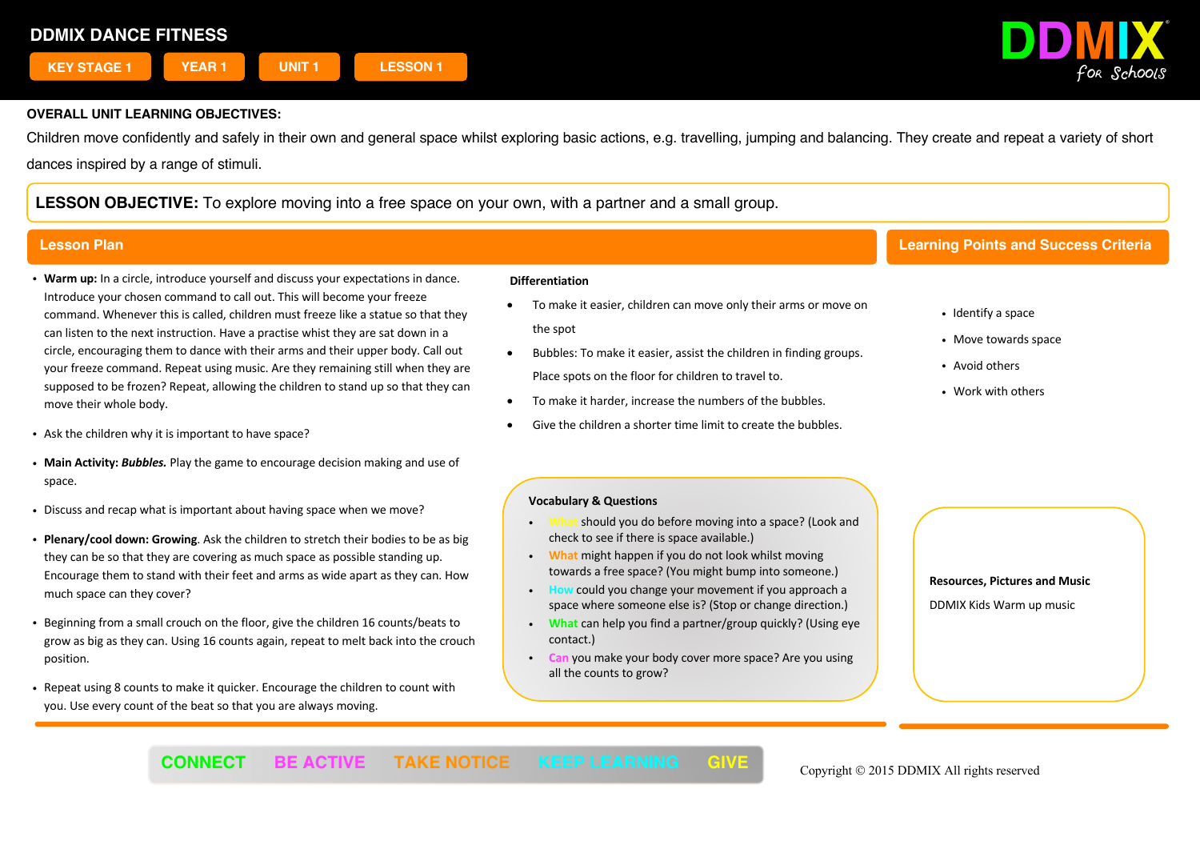# DDMIX DANCE FITNESS

KEY STAGE 1 | YEAR 1 | UNIT 1 | LESSON 1

DDMIX for Schools

**OVERALL UNIT LEARNING OBJECTIVES:**

Children move confidently and safely in their own and general space whilst exploring basic actions, e.g. travelling, jumping and balancing. They create and repeat a variety of short dances inspired by a range of stimuli.

**LESSON OBJECTIVE:** To explore moving into a free space on your own, with a partner and a small group.

## Lesson Plan

- **Warm up:** In a circle, introduce yourself and discuss your expectations in dance. Introduce your chosen command to call out. This will become your freeze command. Whenever this is called, children must freeze like a statue so that they can listen to the next instruction. Have a practise whist they are sat down in a circle, encouraging them to dance with their arms and their upper body. Call out your freeze command. Repeat using music. Are they remaining still when they are supposed to be frozen? Repeat, allowing the children to stand up so that they can move their whole body.
- Ask the children why it is important to have space?
- **Main Activity:** ***Bubbles.*** Play the game to encourage decision making and use of space.
- Discuss and recap what is important about having space when we move?
- **Plenary/cool down: Growing**. Ask the children to stretch their bodies to be as big they can be so that they are covering as much space as possible standing up. Encourage them to stand with their feet and arms as wide apart as they can. How much space can they cover?
- Beginning from a small crouch on the floor, give the children 16 counts/beats to grow as big as they can. Using 16 counts again, repeat to melt back into the crouch position.
- Repeat using 8 counts to make it quicker. Encourage the children to count with you. Use every count of the beat so that you are always moving.

**Differentiation**

- To make it easier, children can move only their arms or move on the spot
- Bubbles: To make it easier, assist the children in finding groups. Place spots on the floor for children to travel to.
- To make it harder, increase the numbers of the bubbles.
- Give the children a shorter time limit to create the bubbles.

**Vocabulary & Questions**

- What should you do before moving into a space? (Look and check to see if there is space available.)
- What might happen if you do not look whilst moving towards a free space? (You might bump into someone.)
- How could you change your movement if you approach a space where someone else is? (Stop or change direction.)
- What can help you find a partner/group quickly? (Using eye contact.)
- Can you make your body cover more space? Are you using all the counts to grow?

## Learning Points and Success Criteria

- Identify a space
- Move towards space
- Avoid others
- Work with others

**Resources, Pictures and Music**

DDMIX Kids Warm up music

CONNECT BE ACTIVE TAKE NOTICE KEEP LEARNING GIVE

Copyright © 2015 DDMIX All rights reserved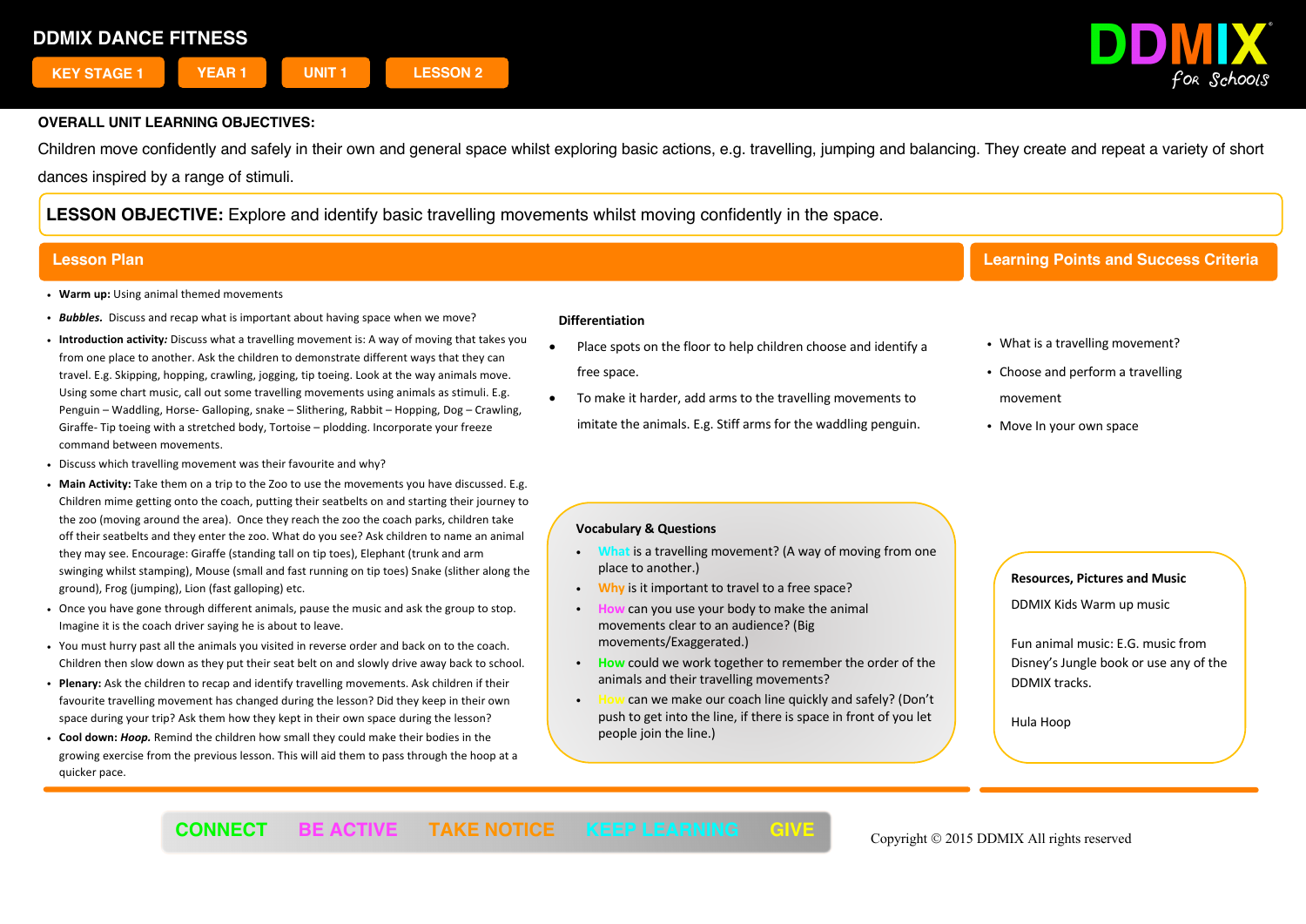# DDMIX DANCE FITNESS

KEY STAGE 1 | YEAR 1 | UNIT 1 | LESSON 2

**OVERALL UNIT LEARNING OBJECTIVES:**

Children move confidently and safely in their own and general space whilst exploring basic actions, e.g. travelling, jumping and balancing. They create and repeat a variety of short dances inspired by a range of stimuli.

**LESSON OBJECTIVE:** Explore and identify basic travelling movements whilst moving confidently in the space.

## Lesson Plan

- **Warm up:** Using animal themed movements
- ***Bubbles.*** Discuss and recap what is important about having space when we move?
- **Introduction activity*:*** Discuss what a travelling movement is: A way of moving that takes you from one place to another. Ask the children to demonstrate different ways that they can travel. E.g. Skipping, hopping, crawling, jogging, tip toeing. Look at the way animals move. Using some chart music, call out some travelling movements using animals as stimuli. E.g. Penguin – Waddling, Horse- Galloping, snake – Slithering, Rabbit – Hopping, Dog – Crawling, Giraffe- Tip toeing with a stretched body, Tortoise – plodding. Incorporate your freeze command between movements.
- Discuss which travelling movement was their favourite and why?
- **Main Activity:** Take them on a trip to the Zoo to use the movements you have discussed. E.g. Children mime getting onto the coach, putting their seatbelts on and starting their journey to the zoo (moving around the area). Once they reach the zoo the coach parks, children take off their seatbelts and they enter the zoo. What do you see? Ask children to name an animal they may see. Encourage: Giraffe (standing tall on tip toes), Elephant (trunk and arm swinging whilst stamping), Mouse (small and fast running on tip toes) Snake (slither along the ground), Frog (jumping), Lion (fast galloping) etc.
- Once you have gone through different animals, pause the music and ask the group to stop. Imagine it is the coach driver saying he is about to leave.
- You must hurry past all the animals you visited in reverse order and back on to the coach. Children then slow down as they put their seat belt on and slowly drive away back to school.
- **Plenary:** Ask the children to recap and identify travelling movements. Ask children if their favourite travelling movement has changed during the lesson? Did they keep in their own space during your trip? Ask them how they kept in their own space during the lesson?
- **Cool down:** ***Hoop.*** Remind the children how small they could make their bodies in the growing exercise from the previous lesson. This will aid them to pass through the hoop at a quicker pace.

### Differentiation

- Place spots on the floor to help children choose and identify a free space.
- To make it harder, add arms to the travelling movements to imitate the animals. E.g. Stiff arms for the waddling penguin.

### Vocabulary & Questions

- What is a travelling movement? (A way of moving from one place to another.)
- Why is it important to travel to a free space?
- How can you use your body to make the animal movements clear to an audience? (Big movements/Exaggerated.)
- How could we work together to remember the order of the animals and their travelling movements?
- How can we make our coach line quickly and safely? (Don't push to get into the line, if there is space in front of you let people join the line.)

## Learning Points and Success Criteria

- What is a travelling movement?
- Choose and perform a travelling movement
- Move In your own space

### Resources, Pictures and Music

DDMIX Kids Warm up music

Fun animal music: E.G. music from Disney's Jungle book or use any of the DDMIX tracks.

Hula Hoop

CONNECT BE ACTIVE TAKE NOTICE KEEP LEARNING GIVE

Copyright © 2015 DDMIX All rights reserved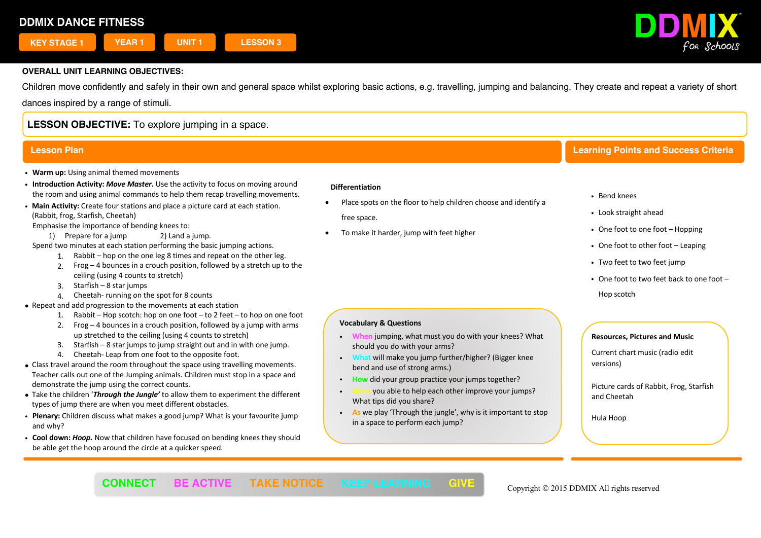# DDMIX DANCE FITNESS

KEY STAGE 1 | YEAR 1 | UNIT 1 | LESSON 3

DDMIX for Schools

**OVERALL UNIT LEARNING OBJECTIVES:**

Children move confidently and safely in their own and general space whilst exploring basic actions, e.g. travelling, jumping and balancing. They create and repeat a variety of short dances inspired by a range of stimuli.

**LESSON OBJECTIVE:** To explore jumping in a space.

## Lesson Plan

- **Warm up:** Using animal themed movements
- **Introduction Activity:** ***Move Master***. Use the activity to focus on moving around the room and using animal commands to help them recap travelling movements.
- **Main Activity:** Create four stations and place a picture card at each station. (Rabbit, frog, Starfish, Cheetah)
  Emphasise the importance of bending knees to:
  1) Prepare for a jump 2) Land a jump.
  Spend two minutes at each station performing the basic jumping actions.
  1. Rabbit – hop on the one leg 8 times and repeat on the other leg.
  2. Frog – 4 bounces in a crouch position, followed by a stretch up to the ceiling (using 4 counts to stretch)
  3. Starfish – 8 star jumps
  4. Cheetah- running on the spot for 8 counts
- Repeat and add progression to the movements at each station
  1. Rabbit – Hop scotch: hop on one foot – to 2 feet – to hop on one foot
  2. Frog – 4 bounces in a crouch position, followed by a jump with arms up stretched to the ceiling (using 4 counts to stretch)
  3. Starfish – 8 star jumps to jump straight out and in with one jump.
  4. Cheetah- Leap from one foot to the opposite foot.
- Class travel around the room throughout the space using travelling movements. Teacher calls out one of the Jumping animals. Children must stop in a space and demonstrate the jump using the correct counts.
- Take the children '***Through the Jungle'*** to allow them to experiment the different types of jump there are when you meet different obstacles.
- **Plenary:** Children discuss what makes a good jump? What is your favourite jump and why?
- **Cool down:** ***Hoop.*** Now that children have focused on bending knees they should be able get the hoop around the circle at a quicker speed.

**Differentiation**

- Place spots on the floor to help children choose and identify a free space.
- To make it harder, jump with feet higher

**Vocabulary & Questions**

- **When** jumping, what must you do with your knees? What should you do with your arms?
- **What** will make you jump further/higher? (Bigger knee bend and use of strong arms.)
- **How** did your group practice your jumps together?
- **Were** you able to help each other improve your jumps? What tips did you share?
- **As** we play 'Through the jungle', why is it important to stop in a space to perform each jump?

## Learning Points and Success Criteria

- Bend knees
- Look straight ahead
- One foot to one foot – Hopping
- One foot to other foot – Leaping
- Two feet to two feet jump
- One foot to two feet back to one foot – Hop scotch

**Resources, Pictures and Music**

Current chart music (radio edit versions)

Picture cards of Rabbit, Frog, Starfish and Cheetah

Hula Hoop

CONNECT BE ACTIVE TAKE NOTICE KEEP LEARNING GIVE

Copyright © 2015 DDMIX All rights reserved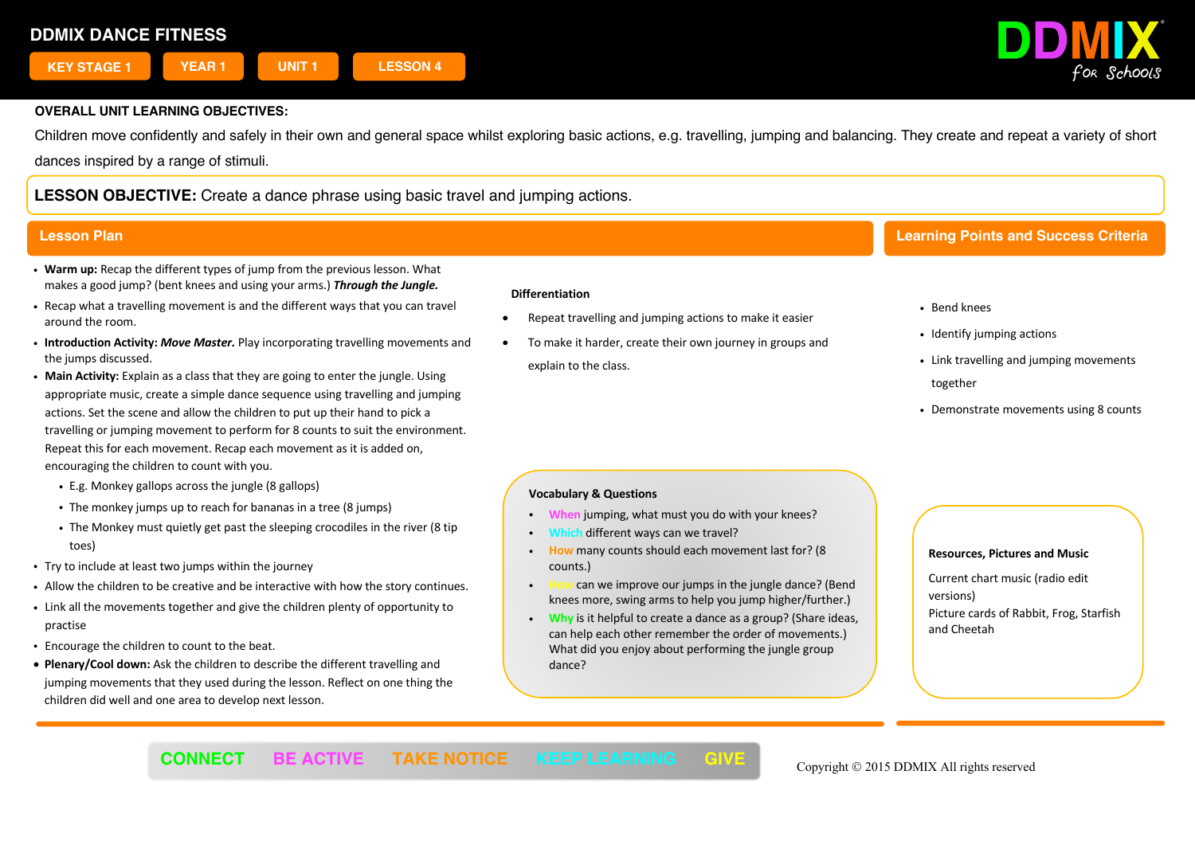# DDMIX DANCE FITNESS

KEY STAGE 1 | YEAR 1 | UNIT 1 | LESSON 4

DDMIX for Schools

**OVERALL UNIT LEARNING OBJECTIVES:**

Children move confidently and safely in their own and general space whilst exploring basic actions, e.g. travelling, jumping and balancing. They create and repeat a variety of short dances inspired by a range of stimuli.

**LESSON OBJECTIVE:** Create a dance phrase using basic travel and jumping actions.

## Lesson Plan

- **Warm up:** Recap the different types of jump from the previous lesson. What makes a good jump? (bent knees and using your arms.) ***Through the Jungle.***
- Recap what a travelling movement is and the different ways that you can travel around the room.
- **Introduction Activity:** ***Move Master.*** Play incorporating travelling movements and the jumps discussed.
- **Main Activity:** Explain as a class that they are going to enter the jungle. Using appropriate music, create a simple dance sequence using travelling and jumping actions. Set the scene and allow the children to put up their hand to pick a travelling or jumping movement to perform for 8 counts to suit the environment. Repeat this for each movement. Recap each movement as it is added on, encouraging the children to count with you.
  - E.g. Monkey gallops across the jungle (8 gallops)
  - The monkey jumps up to reach for bananas in a tree (8 jumps)
  - The Monkey must quietly get past the sleeping crocodiles in the river (8 tip toes)
- Try to include at least two jumps within the journey
- Allow the children to be creative and be interactive with how the story continues.
- Link all the movements together and give the children plenty of opportunity to practise
- Encourage the children to count to the beat.
- **Plenary/Cool down:** Ask the children to describe the different travelling and jumping movements that they used during the lesson. Reflect on one thing the children did well and one area to develop next lesson.

**Differentiation**

- Repeat travelling and jumping actions to make it easier
- To make it harder, create their own journey in groups and explain to the class.

**Vocabulary & Questions**

- When jumping, what must you do with your knees?
- Which different ways can we travel?
- How many counts should each movement last for? (8 counts.)
- How can we improve our jumps in the jungle dance? (Bend knees more, swing arms to help you jump higher/further.)
- Why is it helpful to create a dance as a group? (Share ideas, can help each other remember the order of movements.) What did you enjoy about performing the jungle group dance?

## Learning Points and Success Criteria

- Bend knees
- Identify jumping actions
- Link travelling and jumping movements together
- Demonstrate movements using 8 counts

**Resources, Pictures and Music**

Current chart music (radio edit versions)

Picture cards of Rabbit, Frog, Starfish and Cheetah

CONNECT | BE ACTIVE | TAKE NOTICE | KEEP LEARNING | GIVE

Copyright © 2015 DDMIX All rights reserved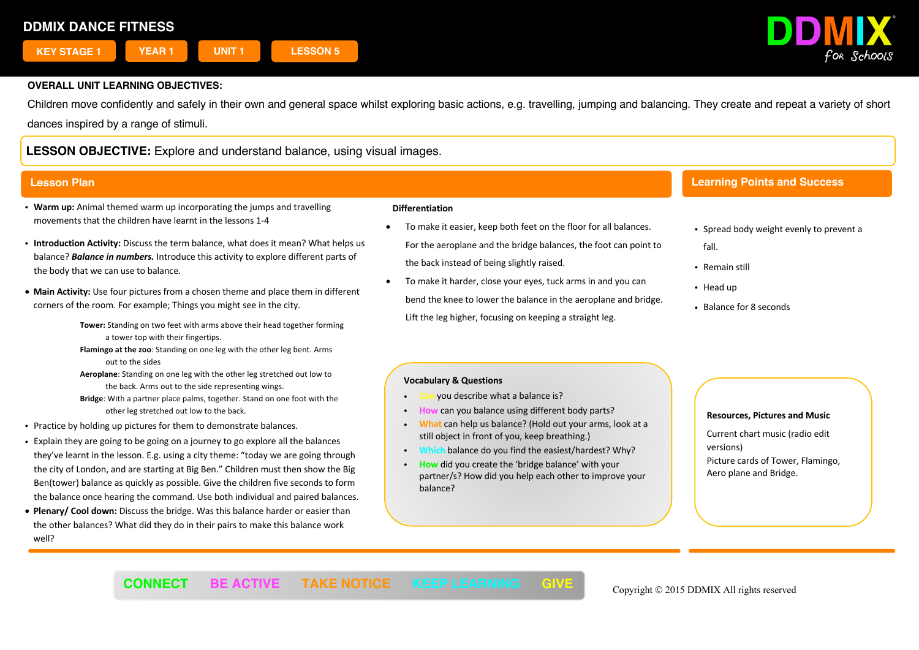# DDMIX DANCE FITNESS

**KEY STAGE 1** | **YEAR 1** | **UNIT 1** | **LESSON 5**

**OVERALL UNIT LEARNING OBJECTIVES:**

Children move confidently and safely in their own and general space whilst exploring basic actions, e.g. travelling, jumping and balancing. They create and repeat a variety of short dances inspired by a range of stimuli.

**LESSON OBJECTIVE:** Explore and understand balance, using visual images.

## Lesson Plan

- **Warm up:** Animal themed warm up incorporating the jumps and travelling movements that the children have learnt in the lessons 1-4
- **Introduction Activity:** Discuss the term balance, what does it mean? What helps us balance? ***Balance in numbers.*** Introduce this activity to explore different parts of the body that we can use to balance.
- **Main Activity:** Use four pictures from a chosen theme and place them in different corners of the room. For example; Things you might see in the city.

  **Tower:** Standing on two feet with arms above their head together forming a tower top with their fingertips.
  **Flamingo at the zoo**: Standing on one leg with the other leg bent. Arms out to the sides
  **Aeroplane**: Standing on one leg with the other leg stretched out low to the back. Arms out to the side representing wings.
  **Bridge**: With a partner place palms, together. Stand on one foot with the other leg stretched out low to the back.
- Practice by holding up pictures for them to demonstrate balances.
- Explain they are going to be going on a journey to go explore all the balances they've learnt in the lesson. E.g. using a city theme: "today we are going through the city of London, and are starting at Big Ben." Children must then show the Big Ben(tower) balance as quickly as possible. Give the children five seconds to form the balance once hearing the command. Use both individual and paired balances.
- **Plenary/ Cool down:** Discuss the bridge. Was this balance harder or easier than the other balances? What did they do in their pairs to make this balance work well?

**Differentiation**

- To make it easier, keep both feet on the floor for all balances. For the aeroplane and the bridge balances, the foot can point to the back instead of being slightly raised.
- To make it harder, close your eyes, tuck arms in and you can bend the knee to lower the balance in the aeroplane and bridge. Lift the leg higher, focusing on keeping a straight leg.

**Vocabulary & Questions**

- Can you describe what a balance is?
- How can you balance using different body parts?
- What can help us balance? (Hold out your arms, look at a still object in front of you, keep breathing.)
- Which balance do you find the easiest/hardest? Why?
- How did you create the 'bridge balance' with your partner/s? How did you help each other to improve your balance?

## Learning Points and Success

- Spread body weight evenly to prevent a fall.
- Remain still
- Head up
- Balance for 8 seconds

**Resources, Pictures and Music**

Current chart music (radio edit versions)
Picture cards of Tower, Flamingo, Aero plane and Bridge.

CONNECT BE ACTIVE TAKE NOTICE KEEP LEARNING GIVE

Copyright © 2015 DDMIX All rights reserved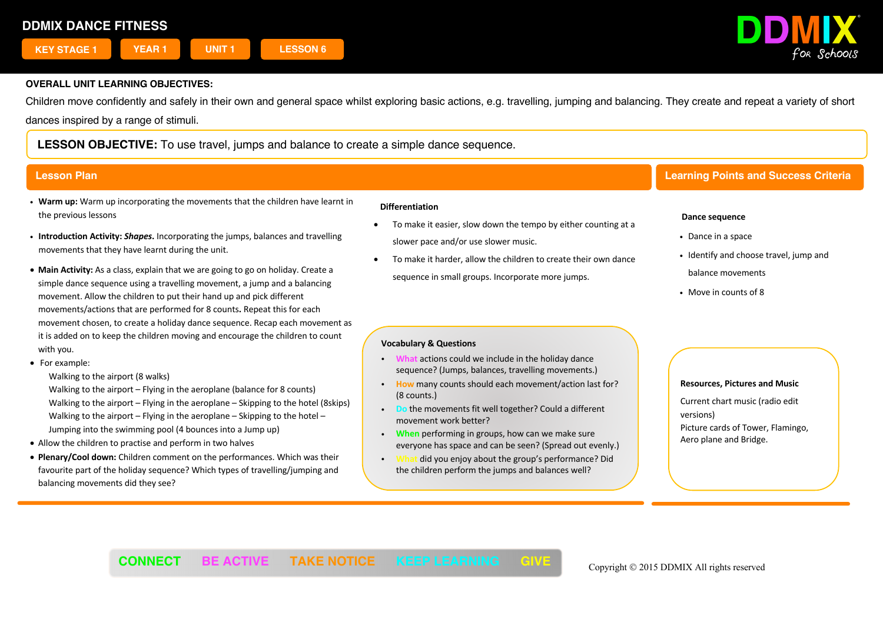# DDMIX DANCE FITNESS

KEY STAGE 1 | YEAR 1 | UNIT 1 | LESSON 6

DDMIX for Schools

**OVERALL UNIT LEARNING OBJECTIVES:**

Children move confidently and safely in their own and general space whilst exploring basic actions, e.g. travelling, jumping and balancing. They create and repeat a variety of short dances inspired by a range of stimuli.

**LESSON OBJECTIVE:** To use travel, jumps and balance to create a simple dance sequence.

## Lesson Plan

- **Warm up:** Warm up incorporating the movements that the children have learnt in the previous lessons
- **Introduction Activity: *Shapes*.** Incorporating the jumps, balances and travelling movements that they have learnt during the unit.
- **Main Activity:** As a class, explain that we are going to go on holiday. Create a simple dance sequence using a travelling movement, a jump and a balancing movement. Allow the children to put their hand up and pick different movements/actions that are performed for 8 counts. Repeat this for each movement chosen, to create a holiday dance sequence. Recap each movement as it is added on to keep the children moving and encourage the children to count with you.
- For example:
  - Walking to the airport (8 walks)
  - Walking to the airport – Flying in the aeroplane (balance for 8 counts)
  - Walking to the airport – Flying in the aeroplane – Skipping to the hotel (8skips)
  - Walking to the airport – Flying in the aeroplane – Skipping to the hotel – Jumping into the swimming pool (4 bounces into a Jump up)
- Allow the children to practise and perform in two halves
- **Plenary/Cool down:** Children comment on the performances. Which was their favourite part of the holiday sequence? Which types of travelling/jumping and balancing movements did they see?

### Differentiation

- To make it easier, slow down the tempo by either counting at a slower pace and/or use slower music.
- To make it harder, allow the children to create their own dance sequence in small groups. Incorporate more jumps.

### Vocabulary & Questions

- What actions could we include in the holiday dance sequence? (Jumps, balances, travelling movements.)
- How many counts should each movement/action last for? (8 counts.)
- Do the movements fit well together? Could a different movement work better?
- When performing in groups, how can we make sure everyone has space and can be seen? (Spread out evenly.)
- What did you enjoy about the group's performance? Did the children perform the jumps and balances well?

## Learning Points and Success Criteria

### Dance sequence

- Dance in a space
- Identify and choose travel, jump and balance movements
- Move in counts of 8

### Resources, Pictures and Music

Current chart music (radio edit versions)

Picture cards of Tower, Flamingo, Aero plane and Bridge.

CONNECT | BE ACTIVE | TAKE NOTICE | KEEP LEARNING | GIVE

Copyright © 2015 DDMIX All rights reserved